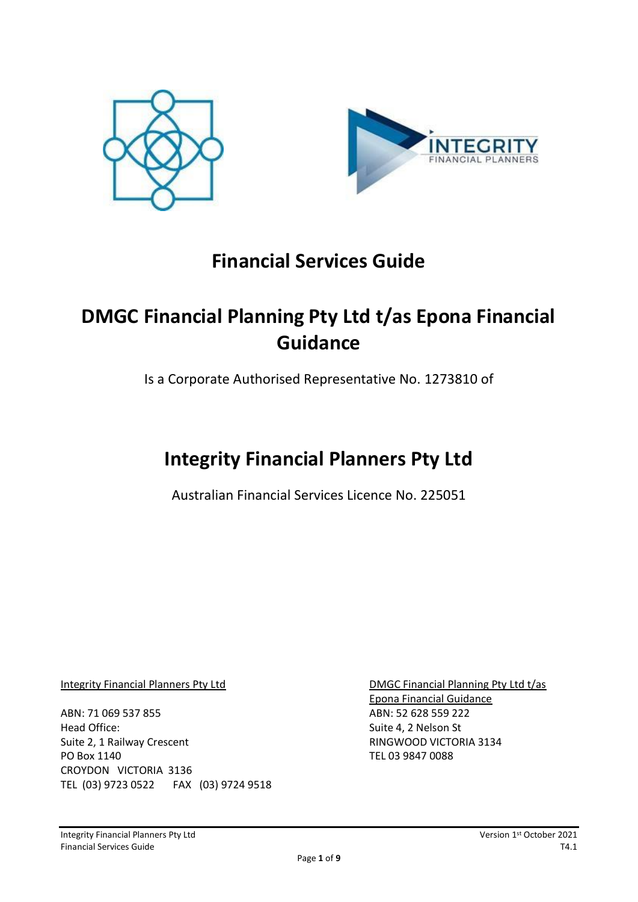# Financial Services Guide

# DMGC Financial Planning Pty Ltd t/as Epona Financial Guidance

Is a Corporate Authorised Representative No. 1273810 of

# Integrity Financial Planners Pty Ltd

Australian Financial Services Licence No. 225051

Integrity Financial Planners Pty Ltd

ABN: 71 069 537 855
Head Office:
Suite 2, 1 Railway Crescent
PO Box 1140
CROYDON VICTORIA 3136
TEL (03) 9723 0522 FAX (03) 9724 9518

DMGC Financial Planning Pty Ltd t/as Epona Financial Guidance

ABN: 52 628 559 222
Suite 4, 2 Nelson St
RINGWOOD VICTORIA 3134
TEL 03 9847 0088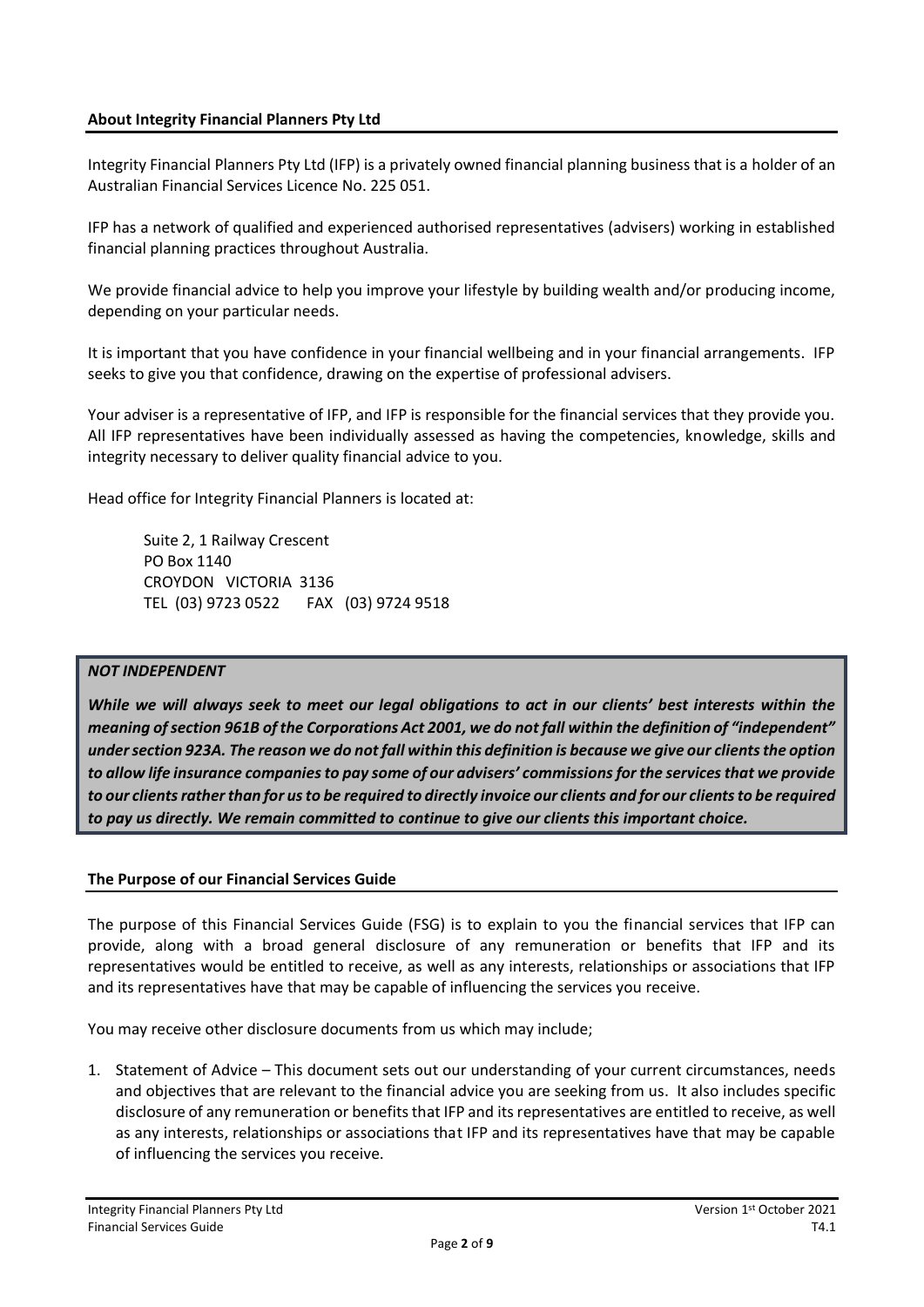## About Integrity Financial Planners Pty Ltd

Integrity Financial Planners Pty Ltd (IFP) is a privately owned financial planning business that is a holder of an Australian Financial Services Licence No. 225 051.

IFP has a network of qualified and experienced authorised representatives (advisers) working in established financial planning practices throughout Australia.

We provide financial advice to help you improve your lifestyle by building wealth and/or producing income, depending on your particular needs.

It is important that you have confidence in your financial wellbeing and in your financial arrangements. IFP seeks to give you that confidence, drawing on the expertise of professional advisers.

Your adviser is a representative of IFP, and IFP is responsible for the financial services that they provide you. All IFP representatives have been individually assessed as having the competencies, knowledge, skills and integrity necessary to deliver quality financial advice to you.

Head office for Integrity Financial Planners is located at:

Suite 2, 1 Railway Crescent
PO Box 1140
CROYDON VICTORIA 3136
TEL (03) 9723 0522 FAX (03) 9724 9518

***NOT INDEPENDENT***

***While we will always seek to meet our legal obligations to act in our clients' best interests within the meaning of section 961B of the Corporations Act 2001, we do not fall within the definition of "independent" under section 923A. The reason we do not fall within this definition is because we give our clients the option to allow life insurance companies to pay some of our advisers' commissions for the services that we provide to our clients rather than for us to be required to directly invoice our clients and for our clients to be required to pay us directly. We remain committed to continue to give our clients this important choice.***

## The Purpose of our Financial Services Guide

The purpose of this Financial Services Guide (FSG) is to explain to you the financial services that IFP can provide, along with a broad general disclosure of any remuneration or benefits that IFP and its representatives would be entitled to receive, as well as any interests, relationships or associations that IFP and its representatives have that may be capable of influencing the services you receive.

You may receive other disclosure documents from us which may include;

1. Statement of Advice – This document sets out our understanding of your current circumstances, needs and objectives that are relevant to the financial advice you are seeking from us. It also includes specific disclosure of any remuneration or benefits that IFP and its representatives are entitled to receive, as well as any interests, relationships or associations that IFP and its representatives have that may be capable of influencing the services you receive.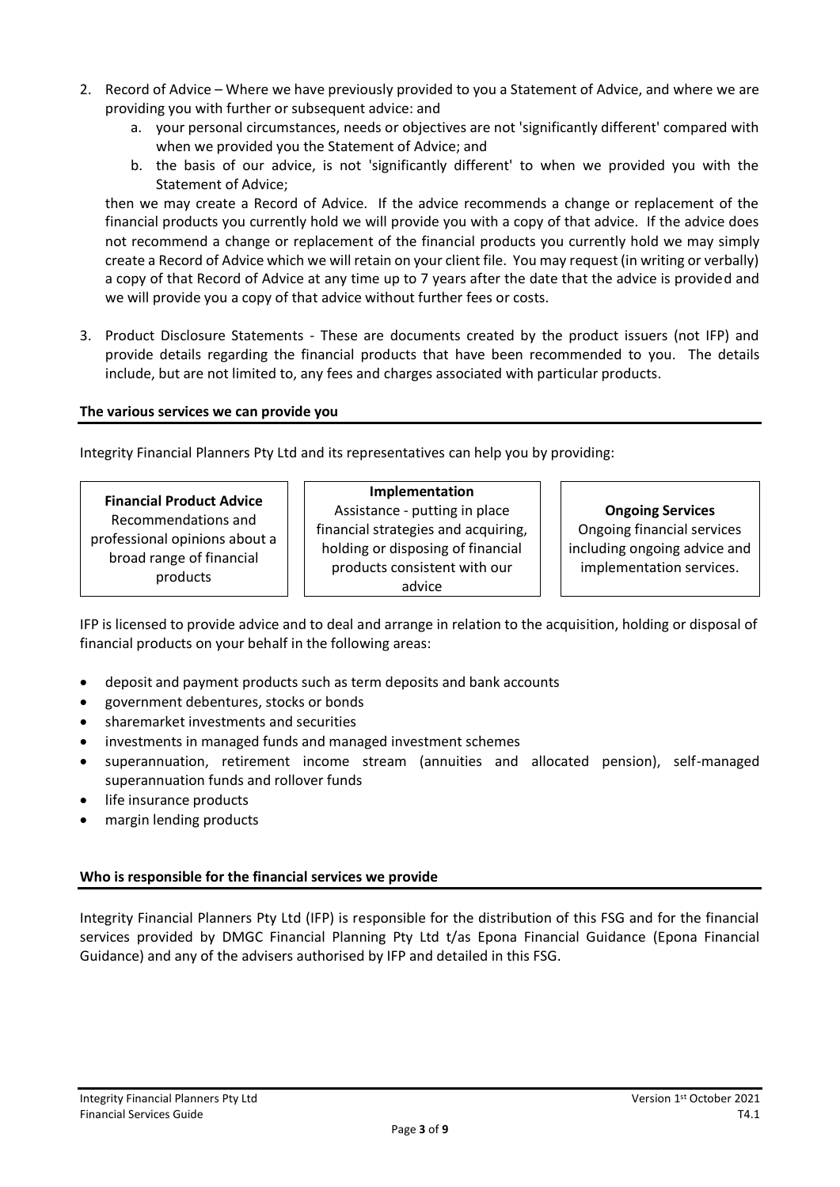2. Record of Advice – Where we have previously provided to you a Statement of Advice, and where we are providing you with further or subsequent advice: and
   a. your personal circumstances, needs or objectives are not 'significantly different' compared with when we provided you the Statement of Advice; and
   b. the basis of our advice, is not 'significantly different' to when we provided you with the Statement of Advice;

   then we may create a Record of Advice. If the advice recommends a change or replacement of the financial products you currently hold we will provide you with a copy of that advice. If the advice does not recommend a change or replacement of the financial products you currently hold we may simply create a Record of Advice which we will retain on your client file. You may request (in writing or verbally) a copy of that Record of Advice at any time up to 7 years after the date that the advice is provided and we will provide you a copy of that advice without further fees or costs.

3. Product Disclosure Statements - These are documents created by the product issuers (not IFP) and provide details regarding the financial products that have been recommended to you. The details include, but are not limited to, any fees and charges associated with particular products.

## The various services we can provide you

Integrity Financial Planners Pty Ltd and its representatives can help you by providing:

| **Financial Product Advice** | **Implementation** | **Ongoing Services** |
| --- | --- | --- |
| Recommendations and professional opinions about a broad range of financial products | Assistance - putting in place financial strategies and acquiring, holding or disposing of financial products consistent with our advice | Ongoing financial services including ongoing advice and implementation services. |

IFP is licensed to provide advice and to deal and arrange in relation to the acquisition, holding or disposal of financial products on your behalf in the following areas:

- deposit and payment products such as term deposits and bank accounts
- government debentures, stocks or bonds
- sharemarket investments and securities
- investments in managed funds and managed investment schemes
- superannuation, retirement income stream (annuities and allocated pension), self-managed superannuation funds and rollover funds
- life insurance products
- margin lending products

## Who is responsible for the financial services we provide

Integrity Financial Planners Pty Ltd (IFP) is responsible for the distribution of this FSG and for the financial services provided by DMGC Financial Planning Pty Ltd t/as Epona Financial Guidance (Epona Financial Guidance) and any of the advisers authorised by IFP and detailed in this FSG.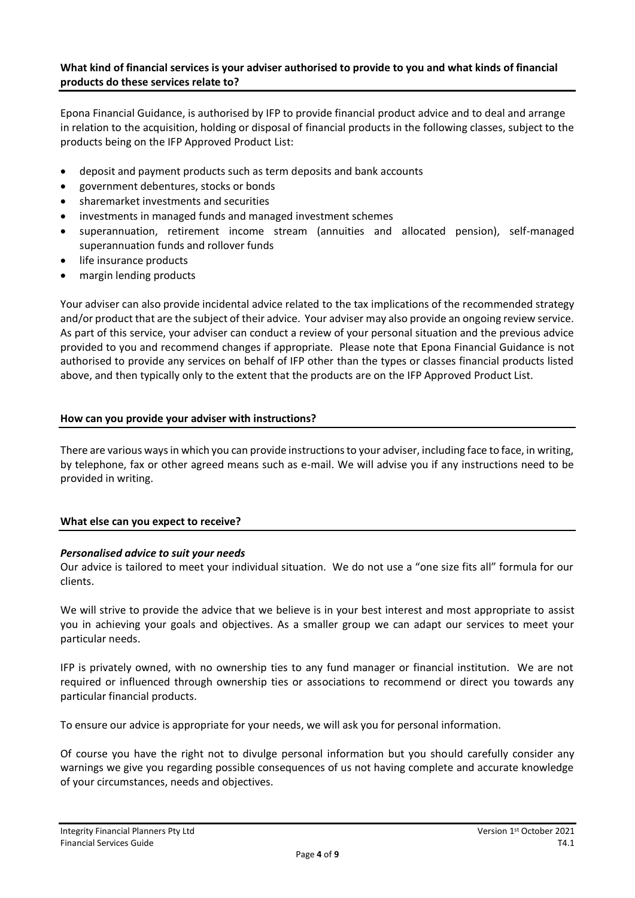## What kind of financial services is your adviser authorised to provide to you and what kinds of financial products do these services relate to?

Epona Financial Guidance, is authorised by IFP to provide financial product advice and to deal and arrange in relation to the acquisition, holding or disposal of financial products in the following classes, subject to the products being on the IFP Approved Product List:

- deposit and payment products such as term deposits and bank accounts
- government debentures, stocks or bonds
- sharemarket investments and securities
- investments in managed funds and managed investment schemes
- superannuation, retirement income stream (annuities and allocated pension), self-managed superannuation funds and rollover funds
- life insurance products
- margin lending products

Your adviser can also provide incidental advice related to the tax implications of the recommended strategy and/or product that are the subject of their advice. Your adviser may also provide an ongoing review service. As part of this service, your adviser can conduct a review of your personal situation and the previous advice provided to you and recommend changes if appropriate. Please note that Epona Financial Guidance is not authorised to provide any services on behalf of IFP other than the types or classes financial products listed above, and then typically only to the extent that the products are on the IFP Approved Product List.

## How can you provide your adviser with instructions?

There are various ways in which you can provide instructions to your adviser, including face to face, in writing, by telephone, fax or other agreed means such as e-mail. We will advise you if any instructions need to be provided in writing.

## What else can you expect to receive?

***Personalised advice to suit your needs***

Our advice is tailored to meet your individual situation. We do not use a "one size fits all" formula for our clients.

We will strive to provide the advice that we believe is in your best interest and most appropriate to assist you in achieving your goals and objectives. As a smaller group we can adapt our services to meet your particular needs.

IFP is privately owned, with no ownership ties to any fund manager or financial institution. We are not required or influenced through ownership ties or associations to recommend or direct you towards any particular financial products.

To ensure our advice is appropriate for your needs, we will ask you for personal information.

Of course you have the right not to divulge personal information but you should carefully consider any warnings we give you regarding possible consequences of us not having complete and accurate knowledge of your circumstances, needs and objectives.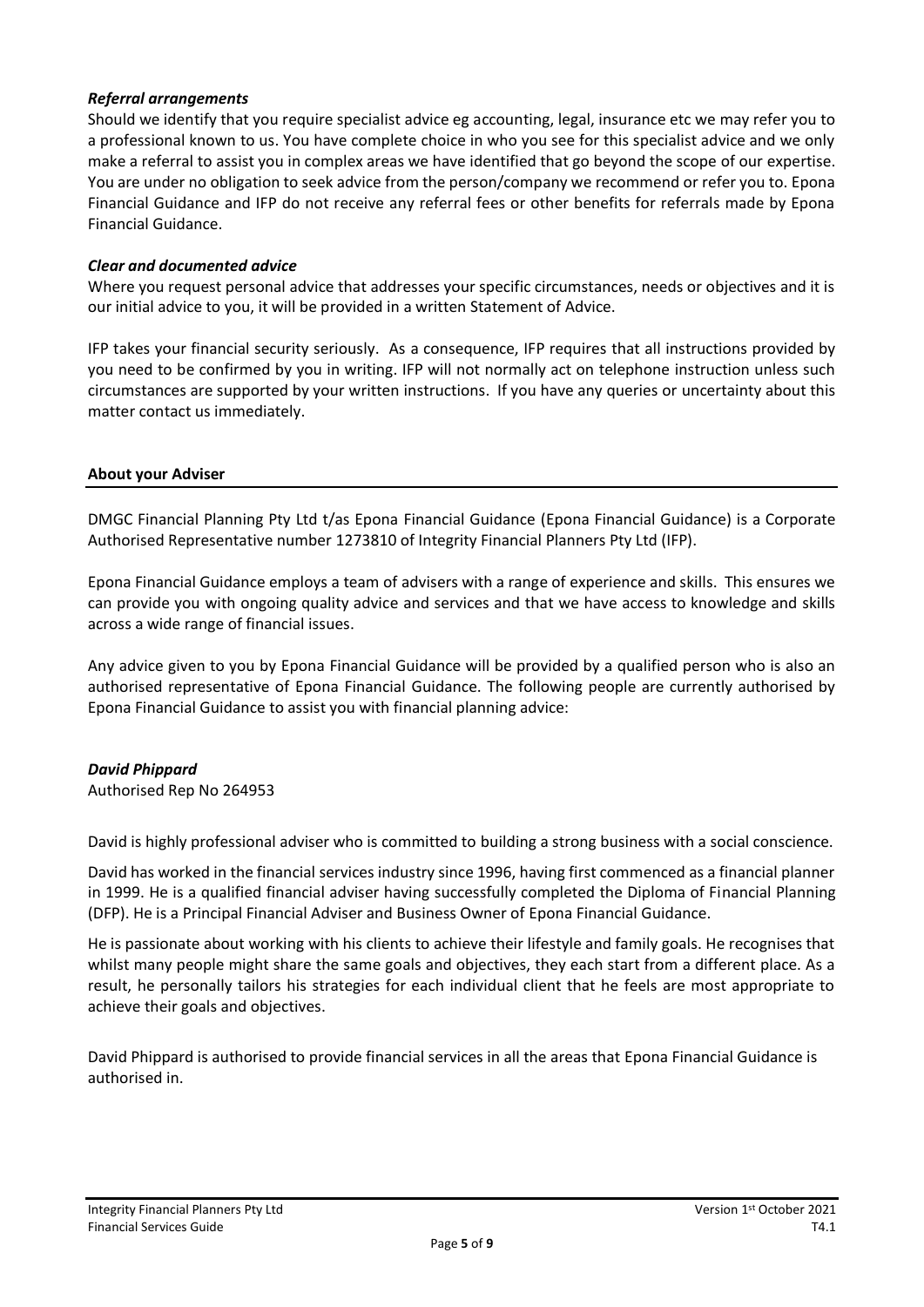### *Referral arrangements*

Should we identify that you require specialist advice eg accounting, legal, insurance etc we may refer you to a professional known to us. You have complete choice in who you see for this specialist advice and we only make a referral to assist you in complex areas we have identified that go beyond the scope of our expertise. You are under no obligation to seek advice from the person/company we recommend or refer you to. Epona Financial Guidance and IFP do not receive any referral fees or other benefits for referrals made by Epona Financial Guidance.

### *Clear and documented advice*

Where you request personal advice that addresses your specific circumstances, needs or objectives and it is our initial advice to you, it will be provided in a written Statement of Advice.

IFP takes your financial security seriously. As a consequence, IFP requires that all instructions provided by you need to be confirmed by you in writing. IFP will not normally act on telephone instruction unless such circumstances are supported by your written instructions. If you have any queries or uncertainty about this matter contact us immediately.

## About your Adviser

DMGC Financial Planning Pty Ltd t/as Epona Financial Guidance (Epona Financial Guidance) is a Corporate Authorised Representative number 1273810 of Integrity Financial Planners Pty Ltd (IFP).

Epona Financial Guidance employs a team of advisers with a range of experience and skills. This ensures we can provide you with ongoing quality advice and services and that we have access to knowledge and skills across a wide range of financial issues.

Any advice given to you by Epona Financial Guidance will be provided by a qualified person who is also an authorised representative of Epona Financial Guidance. The following people are currently authorised by Epona Financial Guidance to assist you with financial planning advice:

### *David Phippard*

Authorised Rep No 264953

David is highly professional adviser who is committed to building a strong business with a social conscience.

David has worked in the financial services industry since 1996, having first commenced as a financial planner in 1999. He is a qualified financial adviser having successfully completed the Diploma of Financial Planning (DFP). He is a Principal Financial Adviser and Business Owner of Epona Financial Guidance.

He is passionate about working with his clients to achieve their lifestyle and family goals. He recognises that whilst many people might share the same goals and objectives, they each start from a different place. As a result, he personally tailors his strategies for each individual client that he feels are most appropriate to achieve their goals and objectives.

David Phippard is authorised to provide financial services in all the areas that Epona Financial Guidance is authorised in.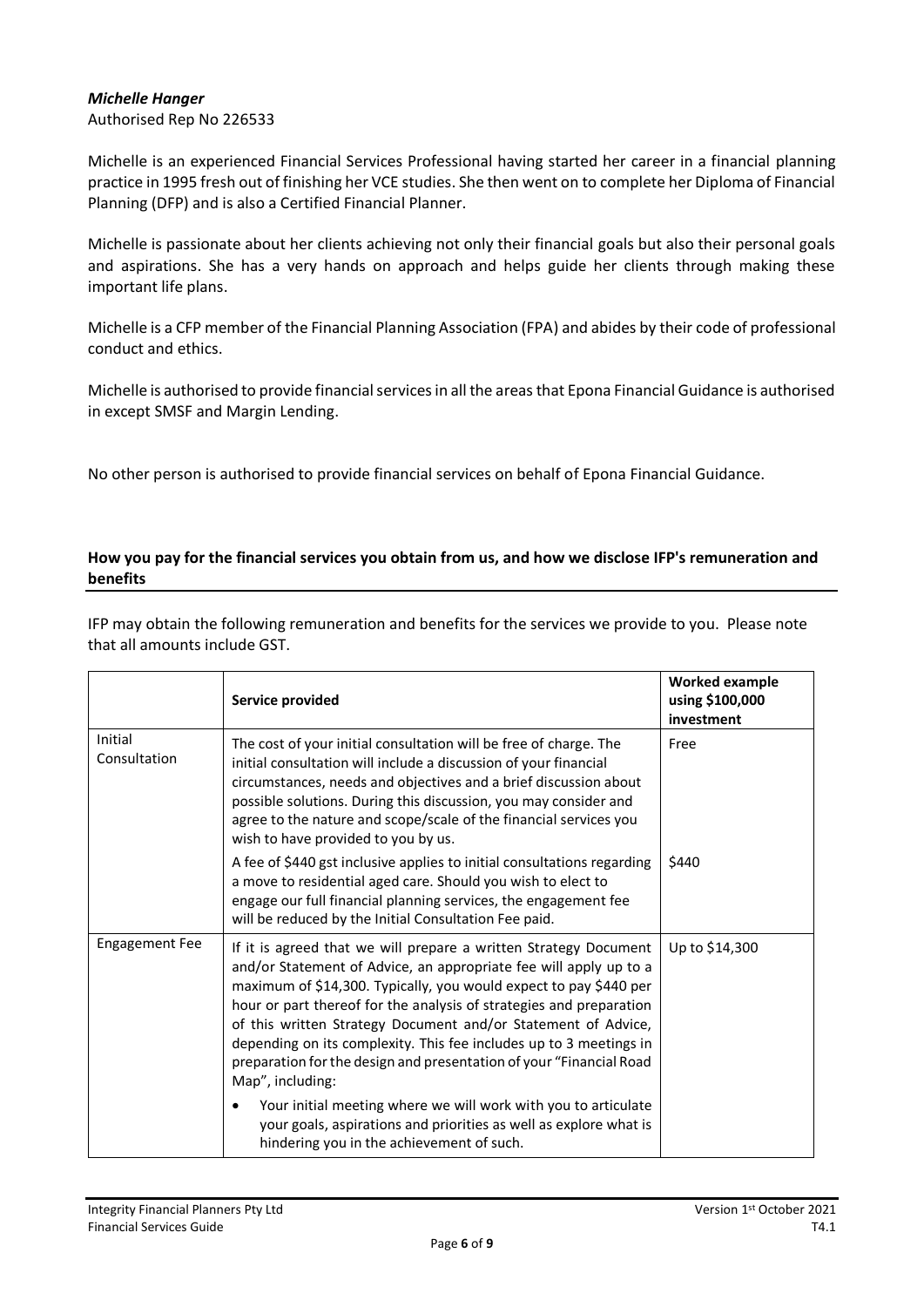***Michelle Hanger***
Authorised Rep No 226533

Michelle is an experienced Financial Services Professional having started her career in a financial planning practice in 1995 fresh out of finishing her VCE studies. She then went on to complete her Diploma of Financial Planning (DFP) and is also a Certified Financial Planner.

Michelle is passionate about her clients achieving not only their financial goals but also their personal goals and aspirations. She has a very hands on approach and helps guide her clients through making these important life plans.

Michelle is a CFP member of the Financial Planning Association (FPA) and abides by their code of professional conduct and ethics.

Michelle is authorised to provide financial services in all the areas that Epona Financial Guidance is authorised in except SMSF and Margin Lending.

No other person is authorised to provide financial services on behalf of Epona Financial Guidance.

## How you pay for the financial services you obtain from us, and how we disclose IFP's remuneration and benefits

IFP may obtain the following remuneration and benefits for the services we provide to you. Please note that all amounts include GST.

| | **Service provided** | **Worked example using $100,000 investment** |
|---|---|---|
| Initial Consultation | The cost of your initial consultation will be free of charge. The initial consultation will include a discussion of your financial circumstances, needs and objectives and a brief discussion about possible solutions. During this discussion, you may consider and agree to the nature and scope/scale of the financial services you wish to have provided to you by us. | Free |
| | A fee of $440 gst inclusive applies to initial consultations regarding a move to residential aged care. Should you wish to elect to engage our full financial planning services, the engagement fee will be reduced by the Initial Consultation Fee paid. | $440 |
| Engagement Fee | If it is agreed that we will prepare a written Strategy Document and/or Statement of Advice, an appropriate fee will apply up to a maximum of $14,300. Typically, you would expect to pay $440 per hour or part thereof for the analysis of strategies and preparation of this written Strategy Document and/or Statement of Advice, depending on its complexity. This fee includes up to 3 meetings in preparation for the design and presentation of your "Financial Road Map", including: <br>• Your initial meeting where we will work with you to articulate your goals, aspirations and priorities as well as explore what is hindering you in the achievement of such. | Up to $14,300 |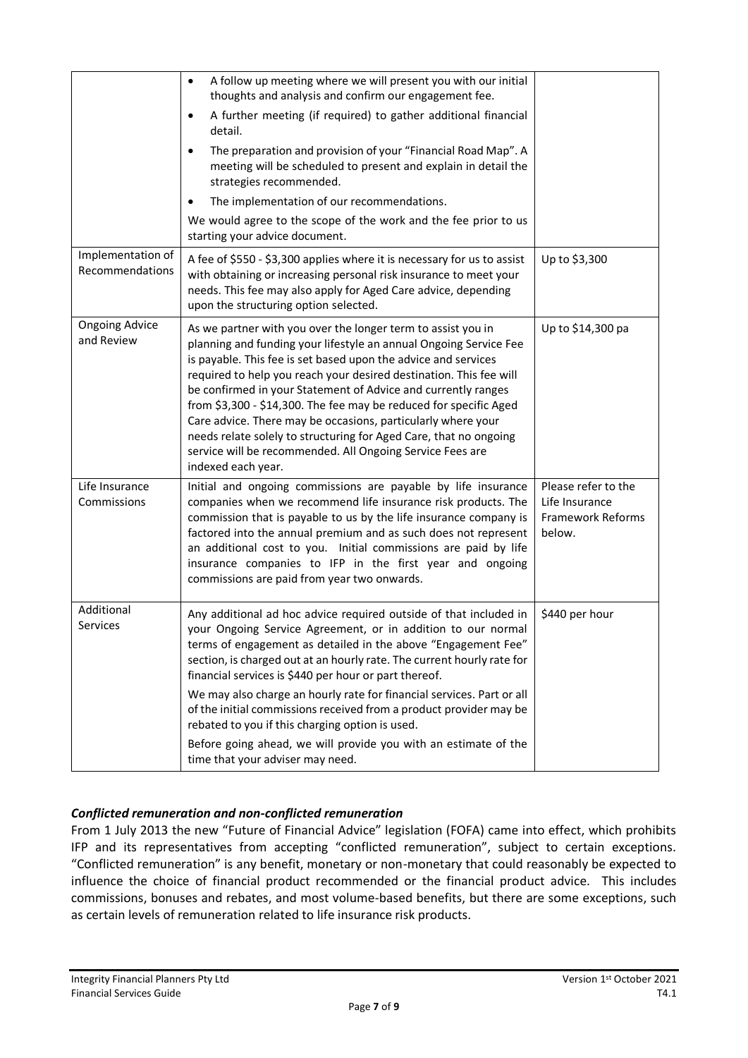| | | |
|---|---|---|
| | • A follow up meeting where we will present you with our initial thoughts and analysis and confirm our engagement fee.<br>• A further meeting (if required) to gather additional financial detail.<br>• The preparation and provision of your "Financial Road Map". A meeting will be scheduled to present and explain in detail the strategies recommended.<br>• The implementation of our recommendations.<br>We would agree to the scope of the work and the fee prior to us starting your advice document. | |
| Implementation of Recommendations | A fee of $550 - $3,300 applies where it is necessary for us to assist with obtaining or increasing personal risk insurance to meet your needs. This fee may also apply for Aged Care advice, depending upon the structuring option selected. | Up to $3,300 |
| Ongoing Advice and Review | As we partner with you over the longer term to assist you in planning and funding your lifestyle an annual Ongoing Service Fee is payable. This fee is set based upon the advice and services required to help you reach your desired destination. This fee will be confirmed in your Statement of Advice and currently ranges from $3,300 - $14,300. The fee may be reduced for specific Aged Care advice. There may be occasions, particularly where your needs relate solely to structuring for Aged Care, that no ongoing service will be recommended. All Ongoing Service Fees are indexed each year. | Up to $14,300 pa |
| Life Insurance Commissions | Initial and ongoing commissions are payable by life insurance companies when we recommend life insurance risk products. The commission that is payable to us by the life insurance company is factored into the annual premium and as such does not represent an additional cost to you. Initial commissions are paid by life insurance companies to IFP in the first year and ongoing commissions are paid from year two onwards. | Please refer to the Life Insurance Framework Reforms below. |
| Additional Services | Any additional ad hoc advice required outside of that included in your Ongoing Service Agreement, or in addition to our normal terms of engagement as detailed in the above "Engagement Fee" section, is charged out at an hourly rate. The current hourly rate for financial services is $440 per hour or part thereof.<br>We may also charge an hourly rate for financial services. Part or all of the initial commissions received from a product provider may be rebated to you if this charging option is used.<br>Before going ahead, we will provide you with an estimate of the time that your adviser may need. | $440 per hour |

### *Conflicted remuneration and non-conflicted remuneration*

From 1 July 2013 the new "Future of Financial Advice" legislation (FOFA) came into effect, which prohibits IFP and its representatives from accepting "conflicted remuneration", subject to certain exceptions. "Conflicted remuneration" is any benefit, monetary or non-monetary that could reasonably be expected to influence the choice of financial product recommended or the financial product advice. This includes commissions, bonuses and rebates, and most volume-based benefits, but there are some exceptions, such as certain levels of remuneration related to life insurance risk products.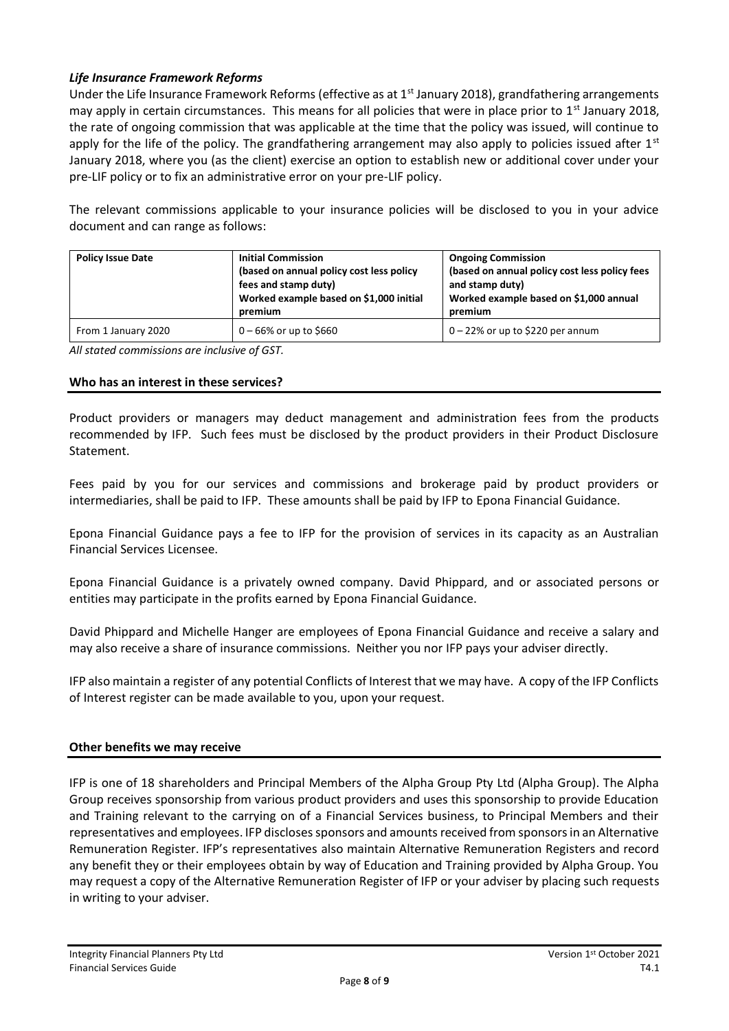### *Life Insurance Framework Reforms*

Under the Life Insurance Framework Reforms (effective as at 1st January 2018), grandfathering arrangements may apply in certain circumstances. This means for all policies that were in place prior to 1st January 2018, the rate of ongoing commission that was applicable at the time that the policy was issued, will continue to apply for the life of the policy. The grandfathering arrangement may also apply to policies issued after 1st January 2018, where you (as the client) exercise an option to establish new or additional cover under your pre-LIF policy or to fix an administrative error on your pre-LIF policy.

The relevant commissions applicable to your insurance policies will be disclosed to you in your advice document and can range as follows:

| **Policy Issue Date** | **Initial Commission (based on annual policy cost less policy fees and stamp duty) Worked example based on $1,000 initial premium** | **Ongoing Commission (based on annual policy cost less policy fees and stamp duty) Worked example based on $1,000 annual premium** |
|---|---|---|
| From 1 January 2020 | 0 – 66% or up to $660 | 0 – 22% or up to $220 per annum |

*All stated commissions are inclusive of GST.*

## Who has an interest in these services?

Product providers or managers may deduct management and administration fees from the products recommended by IFP. Such fees must be disclosed by the product providers in their Product Disclosure Statement.

Fees paid by you for our services and commissions and brokerage paid by product providers or intermediaries, shall be paid to IFP. These amounts shall be paid by IFP to Epona Financial Guidance.

Epona Financial Guidance pays a fee to IFP for the provision of services in its capacity as an Australian Financial Services Licensee.

Epona Financial Guidance is a privately owned company. David Phippard, and or associated persons or entities may participate in the profits earned by Epona Financial Guidance.

David Phippard and Michelle Hanger are employees of Epona Financial Guidance and receive a salary and may also receive a share of insurance commissions. Neither you nor IFP pays your adviser directly.

IFP also maintain a register of any potential Conflicts of Interest that we may have. A copy of the IFP Conflicts of Interest register can be made available to you, upon your request.

## Other benefits we may receive

IFP is one of 18 shareholders and Principal Members of the Alpha Group Pty Ltd (Alpha Group). The Alpha Group receives sponsorship from various product providers and uses this sponsorship to provide Education and Training relevant to the carrying on of a Financial Services business, to Principal Members and their representatives and employees. IFP discloses sponsors and amounts received from sponsors in an Alternative Remuneration Register. IFP's representatives also maintain Alternative Remuneration Registers and record any benefit they or their employees obtain by way of Education and Training provided by Alpha Group. You may request a copy of the Alternative Remuneration Register of IFP or your adviser by placing such requests in writing to your adviser.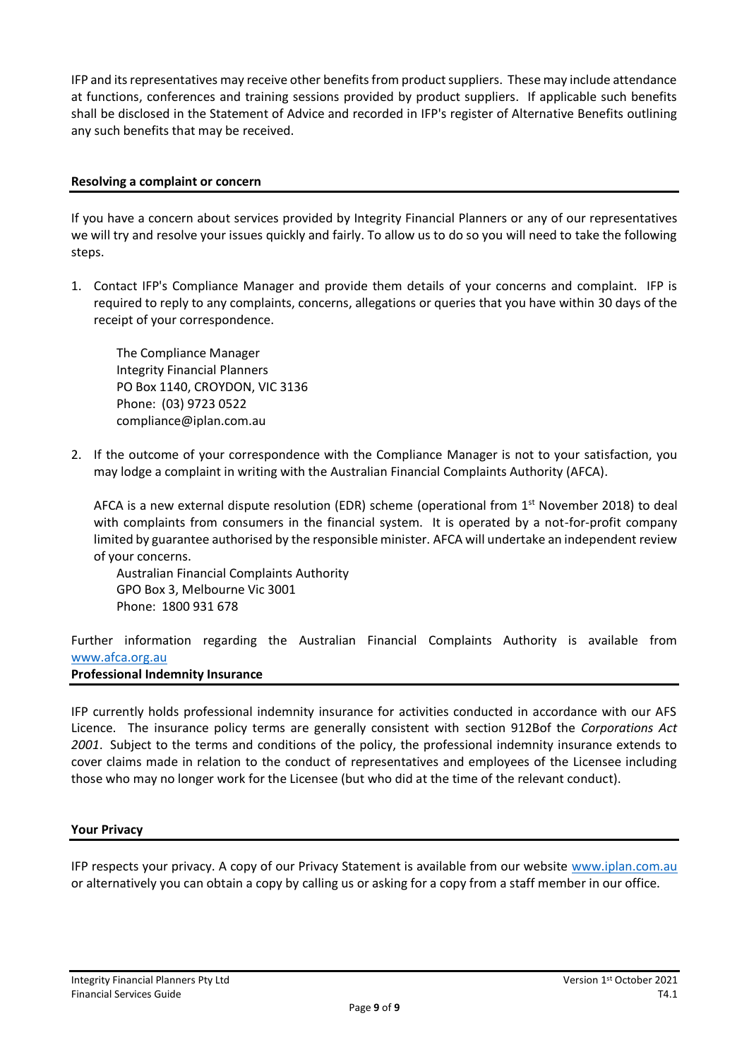IFP and its representatives may receive other benefits from product suppliers. These may include attendance at functions, conferences and training sessions provided by product suppliers. If applicable such benefits shall be disclosed in the Statement of Advice and recorded in IFP's register of Alternative Benefits outlining any such benefits that may be received.

## Resolving a complaint or concern

If you have a concern about services provided by Integrity Financial Planners or any of our representatives we will try and resolve your issues quickly and fairly. To allow us to do so you will need to take the following steps.

1. Contact IFP's Compliance Manager and provide them details of your concerns and complaint. IFP is required to reply to any complaints, concerns, allegations or queries that you have within 30 days of the receipt of your correspondence.

   The Compliance Manager
   Integrity Financial Planners
   PO Box 1140, CROYDON, VIC 3136
   Phone: (03) 9723 0522
   compliance@iplan.com.au

2. If the outcome of your correspondence with the Compliance Manager is not to your satisfaction, you may lodge a complaint in writing with the Australian Financial Complaints Authority (AFCA).

   AFCA is a new external dispute resolution (EDR) scheme (operational from 1st November 2018) to deal with complaints from consumers in the financial system. It is operated by a not-for-profit company limited by guarantee authorised by the responsible minister. AFCA will undertake an independent review of your concerns.

   Australian Financial Complaints Authority
   GPO Box 3, Melbourne Vic 3001
   Phone: 1800 931 678

Further information regarding the Australian Financial Complaints Authority is available from www.afca.org.au

## Professional Indemnity Insurance

IFP currently holds professional indemnity insurance for activities conducted in accordance with our AFS Licence. The insurance policy terms are generally consistent with section 912Bof the *Corporations Act 2001*. Subject to the terms and conditions of the policy, the professional indemnity insurance extends to cover claims made in relation to the conduct of representatives and employees of the Licensee including those who may no longer work for the Licensee (but who did at the time of the relevant conduct).

## Your Privacy

IFP respects your privacy. A copy of our Privacy Statement is available from our website www.iplan.com.au or alternatively you can obtain a copy by calling us or asking for a copy from a staff member in our office.